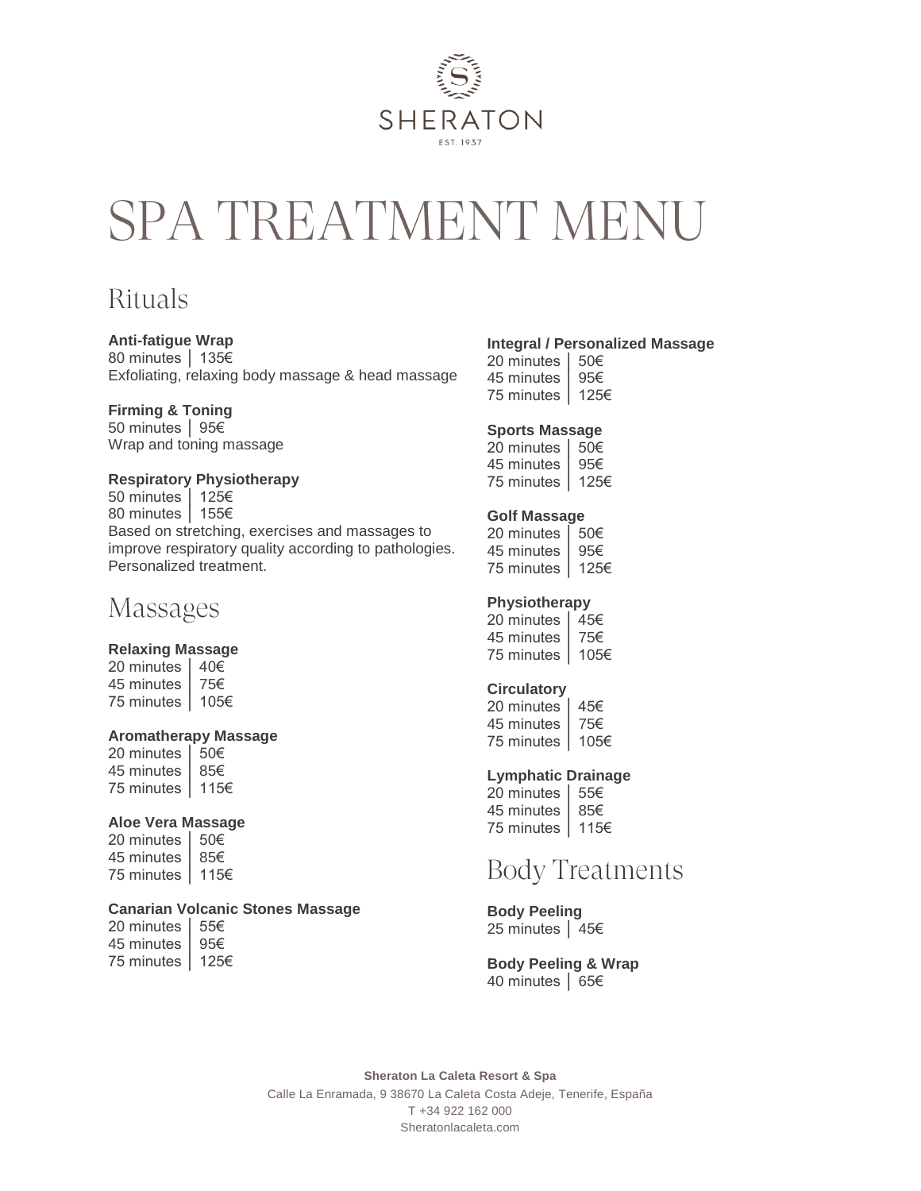SHERATON

EST. 1937

# SPA TREATMENT MENU

## Rituals

**Anti-fatigue Wrap**
80 minutes │ 135€
Exfoliating, relaxing body massage & head massage

**Firming & Toning**
50 minutes │ 95€
Wrap and toning massage

**Respiratory Physiotherapy**
50 minutes │ 125€
80 minutes │ 155€
Based on stretching, exercises and massages to improve respiratory quality according to pathologies. Personalized treatment.

## Massages

**Relaxing Massage**
20 minutes │ 40€
45 minutes │ 75€
75 minutes │ 105€

**Aromatherapy Massage**
20 minutes │ 50€
45 minutes │ 85€
75 minutes │ 115€

**Aloe Vera Massage**
20 minutes │ 50€
45 minutes │ 85€
75 minutes │ 115€

**Canarian Volcanic Stones Massage**
20 minutes │ 55€
45 minutes │ 95€
75 minutes │ 125€

**Integral / Personalized Massage**
20 minutes │ 50€
45 minutes │ 95€
75 minutes │ 125€

**Sports Massage**
20 minutes │ 50€
45 minutes │ 95€
75 minutes │ 125€

**Golf Massage**
20 minutes │ 50€
45 minutes │ 95€
75 minutes │ 125€

**Physiotherapy**
20 minutes │ 45€
45 minutes │ 75€
75 minutes │ 105€

**Circulatory**
20 minutes │ 45€
45 minutes │ 75€
75 minutes │ 105€

**Lymphatic Drainage**
20 minutes │ 55€
45 minutes │ 85€
75 minutes │ 115€

## Body Treatments

**Body Peeling**
25 minutes │ 45€

**Body Peeling & Wrap**
40 minutes │ 65€

**Sheraton La Caleta Resort & Spa**
Calle La Enramada, 9 38670 La Caleta Costa Adeje, Tenerife, España
T +34 922 162 000
Sheratonlacaleta.com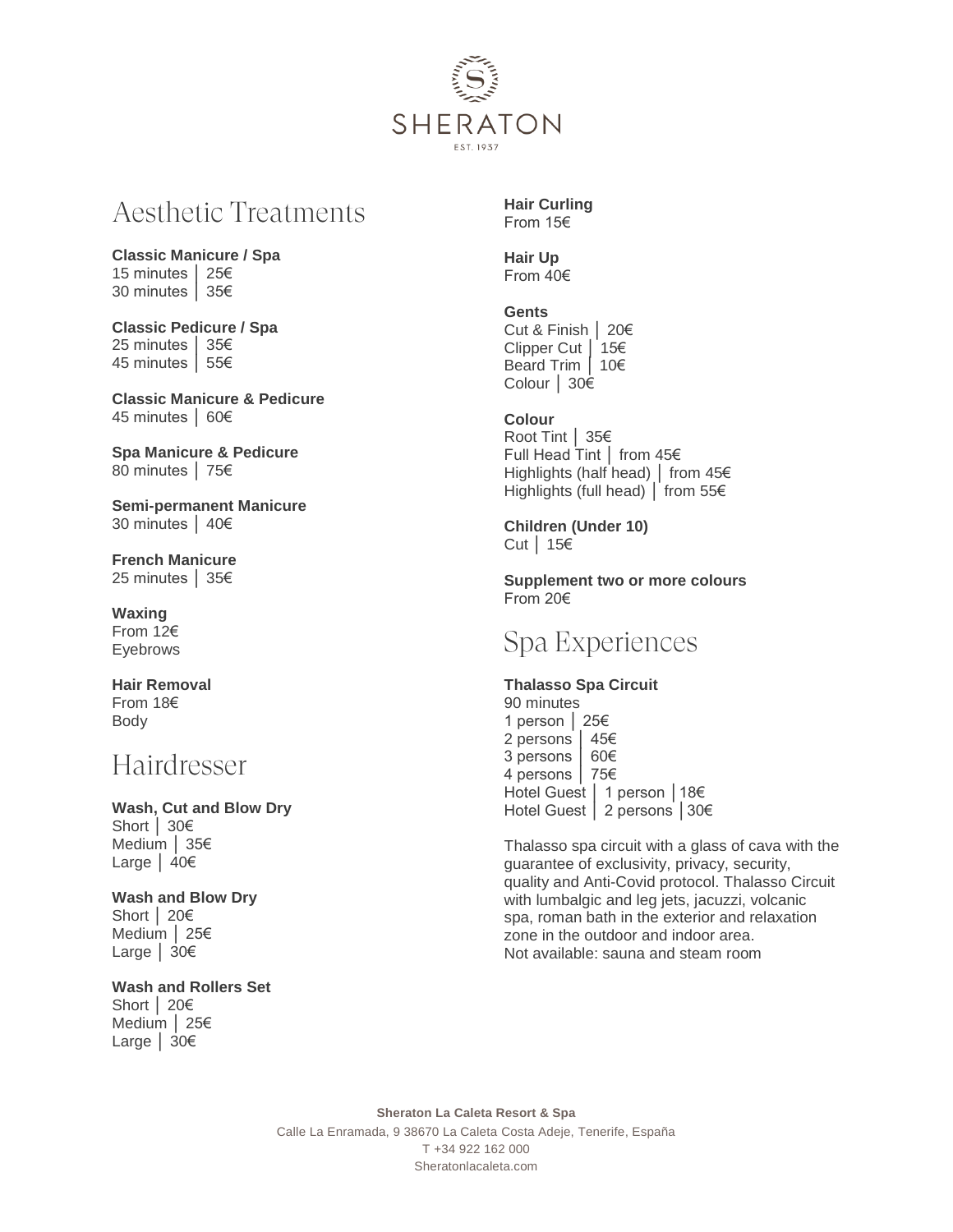# Aesthetic Treatments

**Classic Manicure / Spa**
15 minutes │ 25€
30 minutes │ 35€

**Classic Pedicure / Spa**
25 minutes │ 35€
45 minutes │ 55€

**Classic Manicure & Pedicure**
45 minutes │ 60€

**Spa Manicure & Pedicure**
80 minutes │ 75€

**Semi-permanent Manicure**
30 minutes │ 40€

**French Manicure**
25 minutes │ 35€

**Waxing**
From 12€
Eyebrows

**Hair Removal**
From 18€
Body

# Hairdresser

**Wash, Cut and Blow Dry**
Short │ 30€
Medium │ 35€
Large │ 40€

**Wash and Blow Dry**
Short │ 20€
Medium │ 25€
Large │ 30€

**Wash and Rollers Set**
Short │ 20€
Medium │ 25€
Large │ 30€

**Hair Curling**
From 15€

**Hair Up**
From 40€

**Gents**
Cut & Finish │ 20€
Clipper Cut │ 15€
Beard Trim │ 10€
Colour │ 30€

**Colour**
Root Tint │ 35€
Full Head Tint │ from 45€
Highlights (half head) │ from 45€
Highlights (full head) │ from 55€

**Children (Under 10)**
Cut │ 15€

**Supplement two or more colours**
From 20€

# Spa Experiences

**Thalasso Spa Circuit**
90 minutes
1 person │ 25€
2 persons │ 45€
3 persons │ 60€
4 persons │ 75€
Hotel Guest │ 1 person │18€
Hotel Guest │ 2 persons │30€

Thalasso spa circuit with a glass of cava with the guarantee of exclusivity, privacy, security, quality and Anti-Covid protocol. Thalasso Circuit with lumbalgic and leg jets, jacuzzi, volcanic spa, roman bath in the exterior and relaxation zone in the outdoor and indoor area.
Not available: sauna and steam room

**Sheraton La Caleta Resort & Spa**
Calle La Enramada, 9 38670 La Caleta Costa Adeje, Tenerife, España
T +34 922 162 000
Sheratonlacaleta.com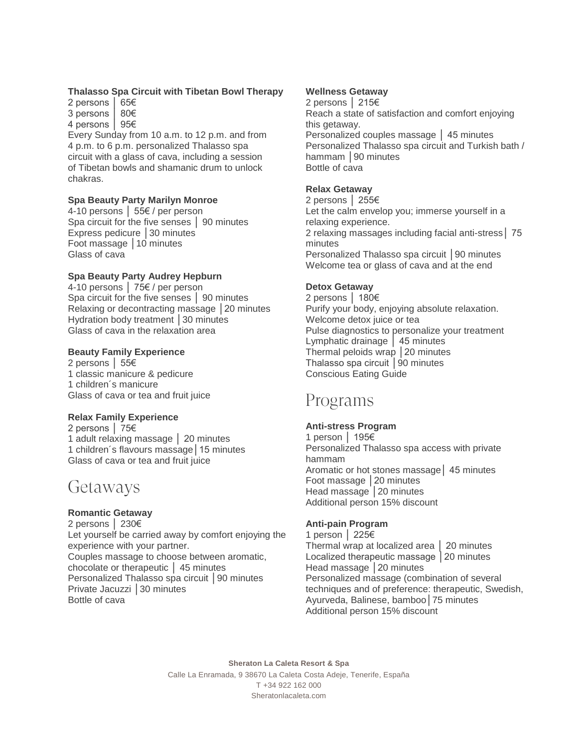**Thalasso Spa Circuit with Tibetan Bowl Therapy**

2 persons │ 65€
3 persons │ 80€
4 persons │ 95€

Every Sunday from 10 a.m. to 12 p.m. and from 4 p.m. to 6 p.m. personalized Thalasso spa circuit with a glass of cava, including a session of Tibetan bowls and shamanic drum to unlock chakras.

**Spa Beauty Party Marilyn Monroe**

4-10 persons │ 55€ / per person
Spa circuit for the five senses │ 90 minutes
Express pedicure │30 minutes
Foot massage │10 minutes
Glass of cava

**Spa Beauty Party Audrey Hepburn**

4-10 persons │ 75€ / per person
Spa circuit for the five senses │ 90 minutes
Relaxing or decontracting massage │20 minutes
Hydration body treatment │30 minutes
Glass of cava in the relaxation area

**Beauty Family Experience**

2 persons │ 55€
1 classic manicure & pedicure
1 children´s manicure
Glass of cava or tea and fruit juice

**Relax Family Experience**

2 persons │ 75€
1 adult relaxing massage │ 20 minutes
1 children´s flavours massage│15 minutes
Glass of cava or tea and fruit juice

# Getaways

**Romantic Getaway**

2 persons │ 230€

Let yourself be carried away by comfort enjoying the experience with your partner.

Couples massage to choose between aromatic, chocolate or therapeutic │ 45 minutes
Personalized Thalasso spa circuit │90 minutes
Private Jacuzzi │30 minutes
Bottle of cava

**Wellness Getaway**

2 persons │ 215€

Reach a state of satisfaction and comfort enjoying this getaway.

Personalized couples massage │ 45 minutes
Personalized Thalasso spa circuit and Turkish bath / hammam │90 minutes
Bottle of cava

**Relax Getaway**

2 persons │ 255€

Let the calm envelop you; immerse yourself in a relaxing experience.

2 relaxing massages including facial anti-stress│ 75 minutes
Personalized Thalasso spa circuit │90 minutes
Welcome tea or glass of cava and at the end

**Detox Getaway**

2 persons │ 180€

Purify your body, enjoying absolute relaxation.

Welcome detox juice or tea
Pulse diagnostics to personalize your treatment
Lymphatic drainage │ 45 minutes
Thermal peloids wrap │20 minutes
Thalasso spa circuit │90 minutes
Conscious Eating Guide

# Programs

**Anti-stress Program**

1 person │ 195€
Personalized Thalasso spa access with private hammam
Aromatic or hot stones massage│ 45 minutes
Foot massage │20 minutes
Head massage │20 minutes
Additional person 15% discount

**Anti-pain Program**

1 person │ 225€
Thermal wrap at localized area │ 20 minutes
Localized therapeutic massage │20 minutes
Head massage │20 minutes
Personalized massage (combination of several techniques and of preference: therapeutic, Swedish, Ayurveda, Balinese, bamboo│75 minutes
Additional person 15% discount

**Sheraton La Caleta Resort & Spa**
Calle La Enramada, 9 38670 La Caleta Costa Adeje, Tenerife, España
T +34 922 162 000
Sheratonlacaleta.com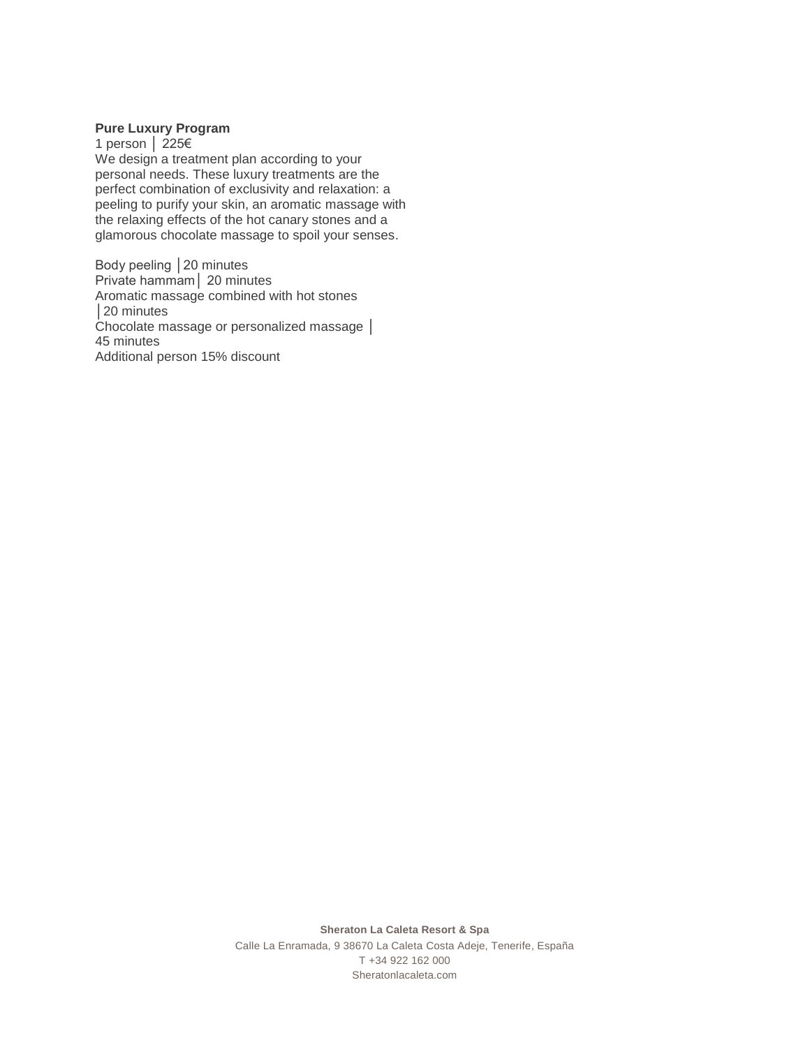**Pure Luxury Program**

1 person │ 225€

We design a treatment plan according to your personal needs. These luxury treatments are the perfect combination of exclusivity and relaxation: a peeling to purify your skin, an aromatic massage with the relaxing effects of the hot canary stones and a glamorous chocolate massage to spoil your senses.

Body peeling │20 minutes
Private hammam│ 20 minutes
Aromatic massage combined with hot stones │20 minutes
Chocolate massage or personalized massage │ 45 minutes
Additional person 15% discount

**Sheraton La Caleta Resort & Spa**
Calle La Enramada, 9 38670 La Caleta Costa Adeje, Tenerife, España
T +34 922 162 000
Sheratonlacaleta.com